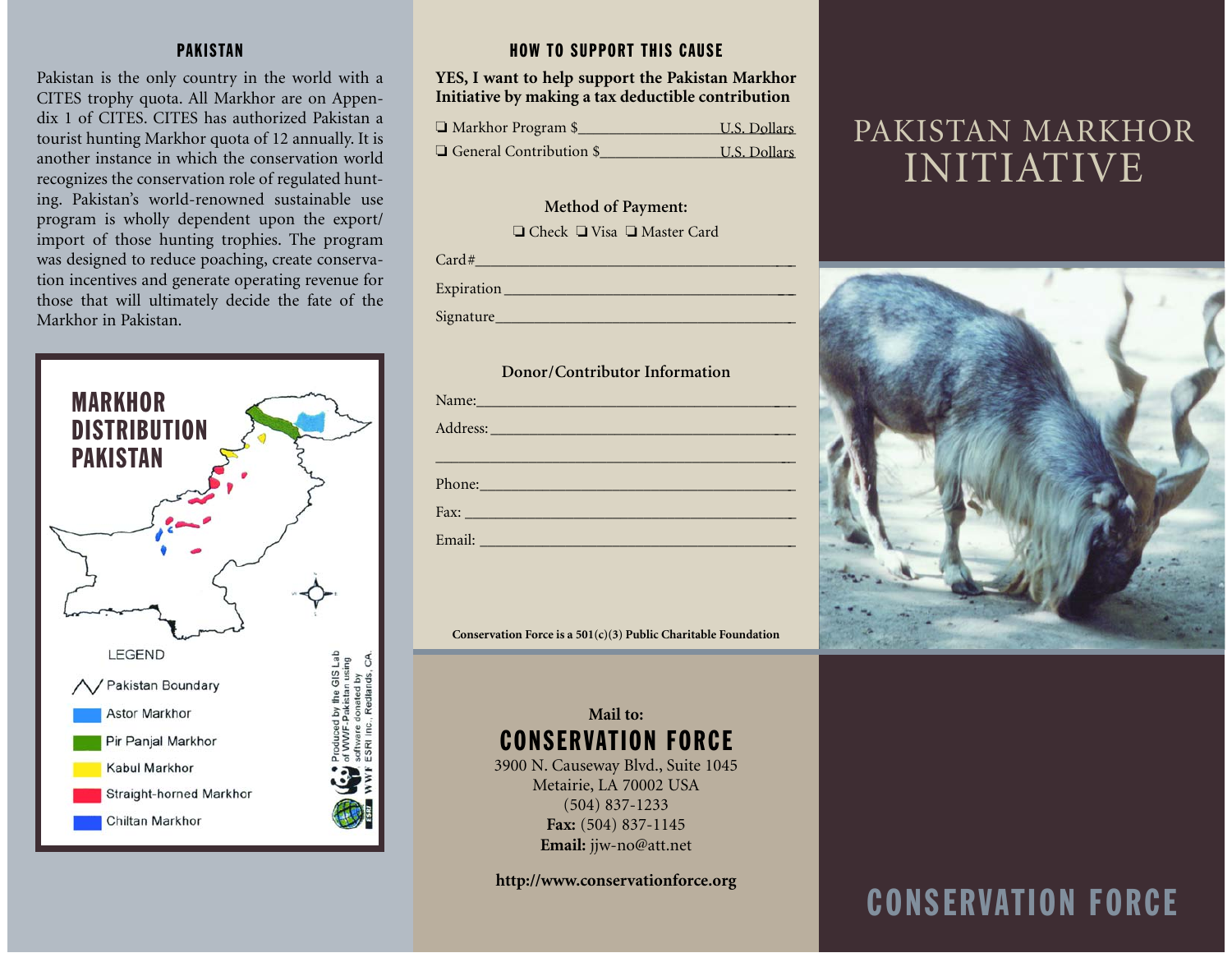## PAKISTAN

Pakistan is the only country in the world with a CITES trophy quota. All Markhor are on Appendix 1 of CITES. CITES has authorized Pakistan a tourist hunting Markhor quota of 12 annually. It is another instance in which the conservation world recognizes the conservation role of regulated hunting. Pakistan's world-renowned sustainable use program is wholly dependent upon the export/import of those hunting trophies. The program was designed to reduce poaching, create conservation incentives and generate operating revenue for those that will ultimately decide the fate of the Markhor in Pakistan.

### MARKHOR DISTRIBUTION PAKISTAN

LEGEND

- Pakistan Boundary
- Astor Markhor
- Pir Panjal Markhor
- Kabul Markhor
- Straight-horned Markhor
- Chiltan Markhor

Produced by the GIS Lab of WWF-Pakistan using software donated by ESRI Inc., Redlands, CA.

## HOW TO SUPPORT THIS CAUSE

**YES, I want to help support the Pakistan Markhor Initiative by making a tax deductible contribution**

❑ Markhor Program $________________ U.S. Dollars

❑ General Contribution $________________ U.S. Dollars

**Method of Payment:**

❑ Check ❑ Visa ❑ Master Card

Card#________________________________________

Expiration_____________________________________

Signature_____________________________________

**Donor/Contributor Information**

Name:________________________________________

Address:______________________________________

_____________________________________________

Phone:_______________________________________

Fax:_________________________________________

Email:________________________________________

**Conservation Force is a 501(c)(3) Public Charitable Foundation**

**Mail to:**

**CONSERVATION FORCE**

3900 N. Causeway Blvd., Suite 1045
Metairie, LA 70002 USA
(504) 837-1233
**Fax:** (504) 837-1145
**Email:** jjw-no@att.net

**http://www.conservationforce.org**

# PAKISTAN MARKHOR INITIATIVE

## CONSERVATION FORCE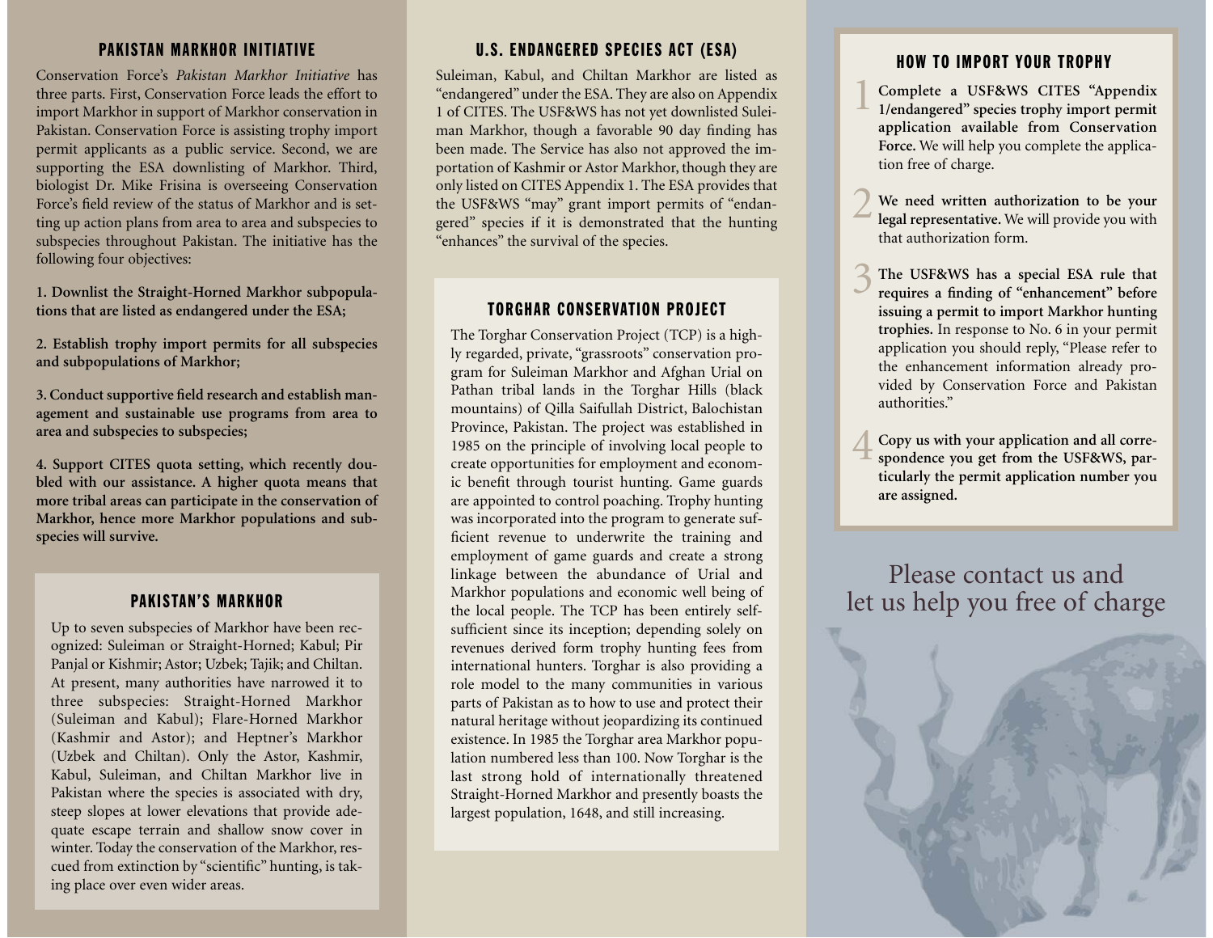## PAKISTAN MARKHOR INITIATIVE

Conservation Force's *Pakistan Markhor Initiative* has three parts. First, Conservation Force leads the effort to import Markhor in support of Markhor conservation in Pakistan. Conservation Force is assisting trophy import permit applicants as a public service. Second, we are supporting the ESA downlisting of Markhor. Third, biologist Dr. Mike Frisina is overseeing Conservation Force's field review of the status of Markhor and is setting up action plans from area to area and subspecies to subspecies throughout Pakistan. The initiative has the following four objectives:

**1. Downlist the Straight-Horned Markhor subpopulations that are listed as endangered under the ESA;**

**2. Establish trophy import permits for all subspecies and subpopulations of Markhor;**

**3. Conduct supportive field research and establish management and sustainable use programs from area to area and subspecies to subspecies;**

**4. Support CITES quota setting, which recently doubled with our assistance. A higher quota means that more tribal areas can participate in the conservation of Markhor, hence more Markhor populations and subspecies will survive.**

## PAKISTAN'S MARKHOR

Up to seven subspecies of Markhor have been recognized: Suleiman or Straight-Horned; Kabul; Pir Panjal or Kishmir; Astor; Uzbek; Tajik; and Chiltan. At present, many authorities have narrowed it to three subspecies: Straight-Horned Markhor (Suleiman and Kabul); Flare-Horned Markhor (Kashmir and Astor); and Heptner's Markhor (Uzbek and Chiltan). Only the Astor, Kashmir, Kabul, Suleiman, and Chiltan Markhor live in Pakistan where the species is associated with dry, steep slopes at lower elevations that provide adequate escape terrain and shallow snow cover in winter. Today the conservation of the Markhor, rescued from extinction by "scientific" hunting, is taking place over even wider areas.

## U.S. ENDANGERED SPECIES ACT (ESA)

Suleiman, Kabul, and Chiltan Markhor are listed as "endangered" under the ESA. They are also on Appendix 1 of CITES. The USF&WS has not yet downlisted Suleiman Markhor, though a favorable 90 day finding has been made. The Service has also not approved the importation of Kashmir or Astor Markhor, though they are only listed on CITES Appendix 1. The ESA provides that the USF&WS "may" grant import permits of "endangered" species if it is demonstrated that the hunting "enhances" the survival of the species.

## TORGHAR CONSERVATION PROJECT

The Torghar Conservation Project (TCP) is a highly regarded, private, "grassroots" conservation program for Suleiman Markhor and Afghan Urial on Pathan tribal lands in the Torghar Hills (black mountains) of Qilla Saifullah District, Balochistan Province, Pakistan. The project was established in 1985 on the principle of involving local people to create opportunities for employment and economic benefit through tourist hunting. Game guards are appointed to control poaching. Trophy hunting was incorporated into the program to generate sufficient revenue to underwrite the training and employment of game guards and create a strong linkage between the abundance of Urial and Markhor populations and economic well being of the local people. The TCP has been entirely self-sufficient since its inception; depending solely on revenues derived form trophy hunting fees from international hunters. Torghar is also providing a role model to the many communities in various parts of Pakistan as to how to use and protect their natural heritage without jeopardizing its continued existence. In 1985 the Torghar area Markhor population numbered less than 100. Now Torghar is the last strong hold of internationally threatened Straight-Horned Markhor and presently boasts the largest population, 1648, and still increasing.

## HOW TO IMPORT YOUR TROPHY

1. **Complete a USF&WS CITES "Appendix 1/endangered" species trophy import permit application available from Conservation Force.** We will help you complete the application free of charge.

2. **We need written authorization to be your legal representative.** We will provide you with that authorization form.

3. **The USF&WS has a special ESA rule that requires a finding of "enhancement" before issuing a permit to import Markhor hunting trophies.** In response to No. 6 in your permit application you should reply, "Please refer to the enhancement information already provided by Conservation Force and Pakistan authorities."

4. **Copy us with your application and all correspondence you get from the USF&WS, particularly the permit application number you are assigned.**

Please contact us and let us help you free of charge